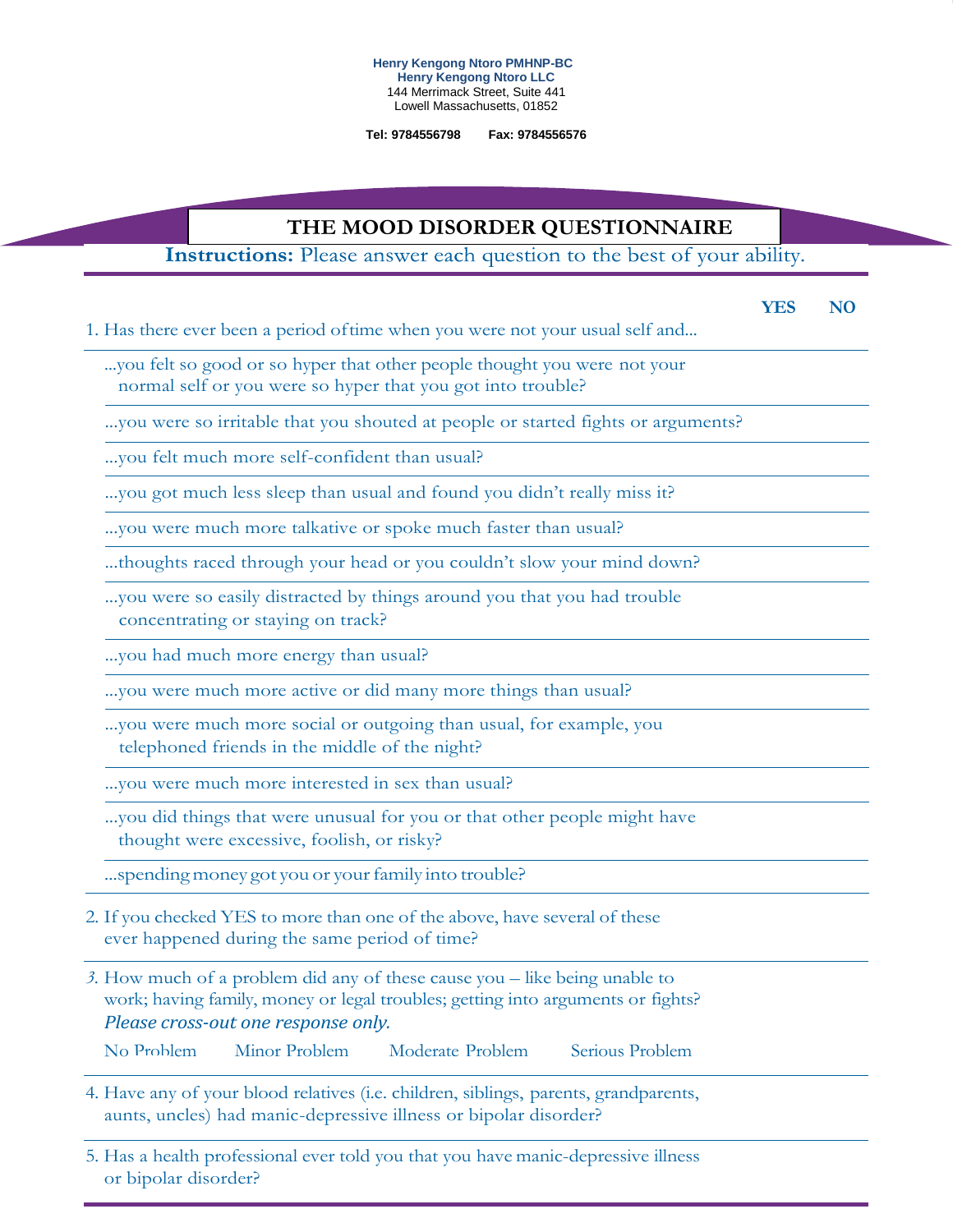**Henry Kengong Ntoro PMHNP-BC**
**Henry Kengong Ntoro LLC**
144 Merrimack Street, Suite 441
Lowell Massachusetts, 01852

**Tel: 9784556798** **Fax: 9784556576**

# THE MOOD DISORDER QUESTIONNAIRE

**Instructions:** Please answer each question to the best of your ability.

| | YES | NO |
|---|---|---|
| 1. Has there ever been a period of time when you were not your usual self and... | | |
| ...you felt so good or so hyper that other people thought you were not your normal self or you were so hyper that you got into trouble? | | |
| ...you were so irritable that you shouted at people or started fights or arguments? | | |
| ...you felt much more self-confident than usual? | | |
| ...you got much less sleep than usual and found you didn't really miss it? | | |
| ...you were much more talkative or spoke much faster than usual? | | |
| ...thoughts raced through your head or you couldn't slow your mind down? | | |
| ...you were so easily distracted by things around you that you had trouble concentrating or staying on track? | | |
| ...you had much more energy than usual? | | |
| ...you were much more active or did many more things than usual? | | |
| ...you were much more social or outgoing than usual, for example, you telephoned friends in the middle of the night? | | |
| ...you were much more interested in sex than usual? | | |
| ...you did things that were unusual for you or that other people might have thought were excessive, foolish, or risky? | | |
| ...spending money got you or your family into trouble? | | |
| 2. If you checked YES to more than one of the above, have several of these ever happened during the same period of time? | | |

3. How much of a problem did any of these cause you – like being unable to work; having family, money or legal troubles; getting into arguments or fights? *Please cross-out one response only.*

No Problem Minor Problem Moderate Problem Serious Problem

| | YES | NO |
|---|---|---|
| 4. Have any of your blood relatives (i.e. children, siblings, parents, grandparents, aunts, uncles) had manic-depressive illness or bipolar disorder? | | |
| 5. Has a health professional ever told you that you have manic-depressive illness or bipolar disorder? | | |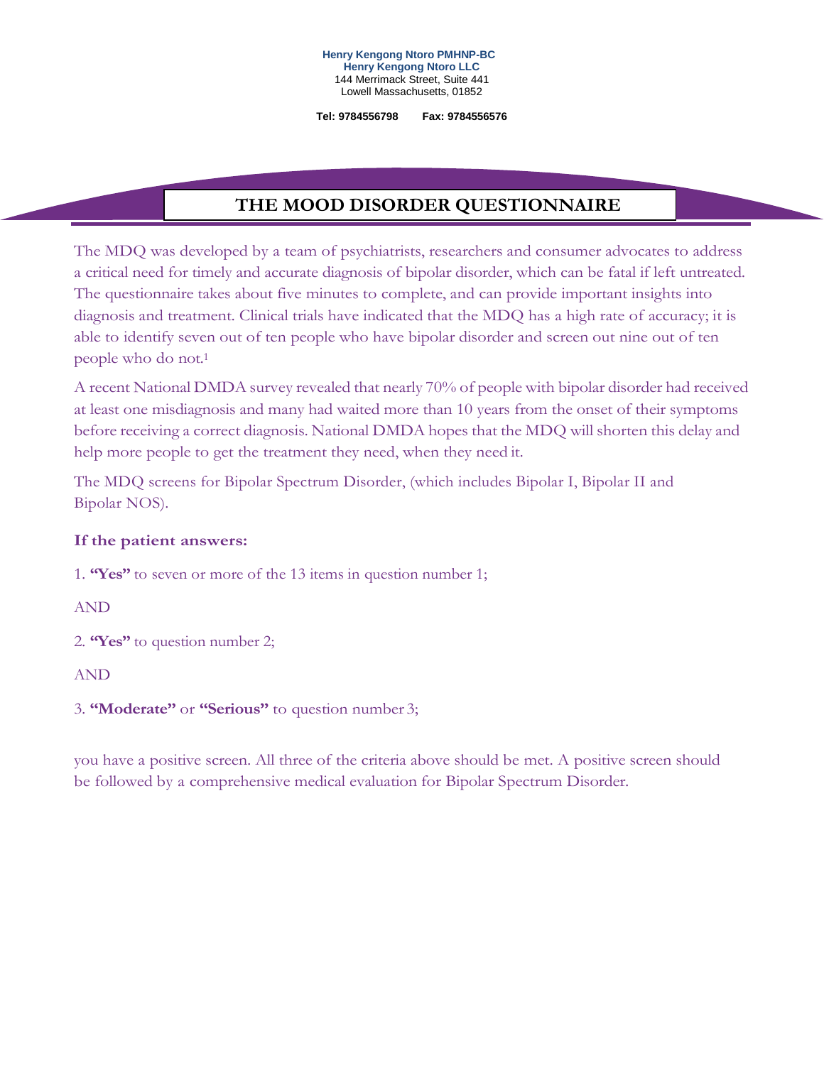**Henry Kengong Ntoro PMHNP-BC**
**Henry Kengong Ntoro LLC**
144 Merrimack Street, Suite 441
Lowell Massachusetts, 01852

**Tel: 9784556798** **Fax: 9784556576**

# THE MOOD DISORDER QUESTIONNAIRE

The MDQ was developed by a team of psychiatrists, researchers and consumer advocates to address a critical need for timely and accurate diagnosis of bipolar disorder, which can be fatal if left untreated. The questionnaire takes about five minutes to complete, and can provide important insights into diagnosis and treatment. Clinical trials have indicated that the MDQ has a high rate of accuracy; it is able to identify seven out of ten people who have bipolar disorder and screen out nine out of ten people who do not.[1]

A recent National DMDA survey revealed that nearly 70% of people with bipolar disorder had received at least one misdiagnosis and many had waited more than 10 years from the onset of their symptoms before receiving a correct diagnosis. National DMDA hopes that the MDQ will shorten this delay and help more people to get the treatment they need, when they need it.

The MDQ screens for Bipolar Spectrum Disorder, (which includes Bipolar I, Bipolar II and Bipolar NOS).

**If the patient answers:**

1. **"Yes"** to seven or more of the 13 items in question number 1;

AND

2. **"Yes"** to question number 2;

AND

3. **"Moderate"** or **"Serious"** to question number 3;

you have a positive screen. All three of the criteria above should be met. A positive screen should be followed by a comprehensive medical evaluation for Bipolar Spectrum Disorder.